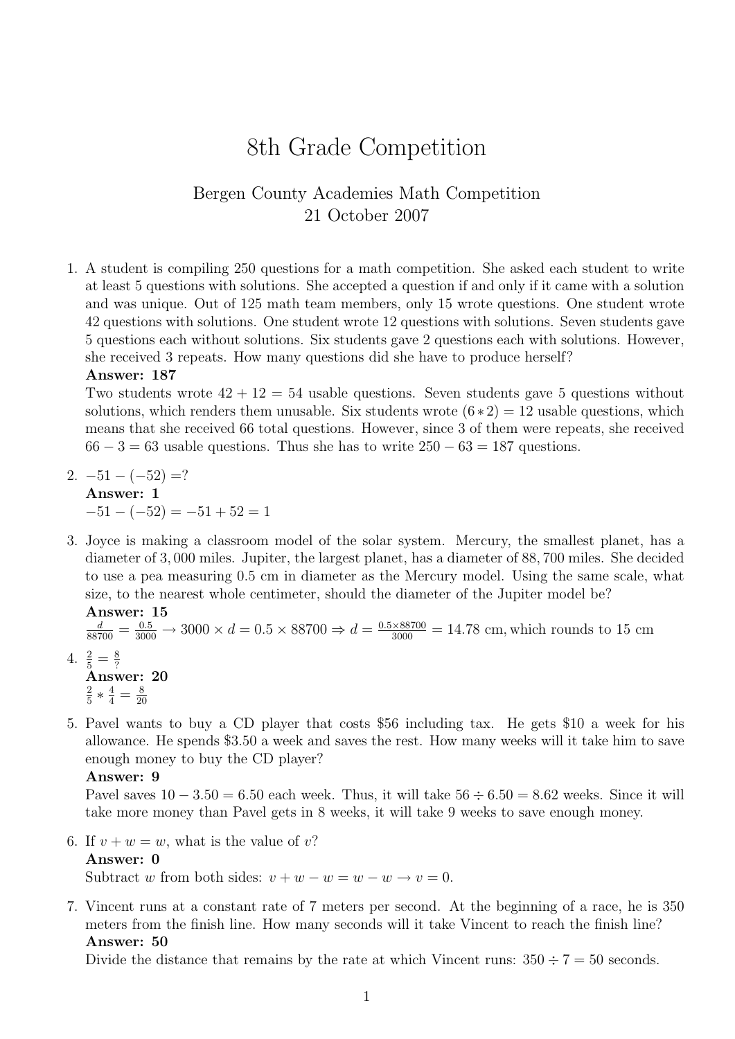# 8th Grade Competition

## Bergen County Academies Math Competition
## 21 October 2007

1. A student is compiling 250 questions for a math competition. She asked each student to write at least 5 questions with solutions. She accepted a question if and only if it came with a solution and was unique. Out of 125 math team members, only 15 wrote questions. One student wrote 42 questions with solutions. One student wrote 12 questions with solutions. Seven students gave 5 questions each without solutions. Six students gave 2 questions each with solutions. However, she received 3 repeats. How many questions did she have to produce herself?

   **Answer: 187**

   Two students wrote $42 + 12 = 54$ usable questions. Seven students gave 5 questions without solutions, which renders them unusable. Six students wrote $(6 * 2) = 12$ usable questions, which means that she received 66 total questions. However, since 3 of them were repeats, she received $66 - 3 = 63$ usable questions. Thus she has to write $250 - 63 = 187$ questions.

2. $-51 - (-52) = ?$

   **Answer: 1**

   $-51 - (-52) = -51 + 52 = 1$

3. Joyce is making a classroom model of the solar system. Mercury, the smallest planet, has a diameter of 3,000 miles. Jupiter, the largest planet, has a diameter of 88,700 miles. She decided to use a pea measuring 0.5 cm in diameter as the Mercury model. Using the same scale, what size, to the nearest whole centimeter, should the diameter of the Jupiter model be?

   **Answer: 15**

   $\frac{d}{88700} = \frac{0.5}{3000} \rightarrow 3000 \times d = 0.5 \times 88700 \Rightarrow d = \frac{0.5 \times 88700}{3000} = 14.78$ cm, which rounds to 15 cm

4. $\frac{2}{5} = \frac{8}{?}$

   **Answer: 20**

   $\frac{2}{5} * \frac{4}{4} = \frac{8}{20}$

5. Pavel wants to buy a CD player that costs \$56 including tax. He gets \$10 a week for his allowance. He spends \$3.50 a week and saves the rest. How many weeks will it take him to save enough money to buy the CD player?

   **Answer: 9**

   Pavel saves $10 - 3.50 = 6.50$ each week. Thus, it will take $56 \div 6.50 = 8.62$ weeks. Since it will take more money than Pavel gets in 8 weeks, it will take 9 weeks to save enough money.

6. If $v + w = w$, what is the value of $v$?

   **Answer: 0**

   Subtract $w$ from both sides: $v + w - w = w - w \rightarrow v = 0$.

7. Vincent runs at a constant rate of 7 meters per second. At the beginning of a race, he is 350 meters from the finish line. How many seconds will it take Vincent to reach the finish line?

   **Answer: 50**

   Divide the distance that remains by the rate at which Vincent runs: $350 \div 7 = 50$ seconds.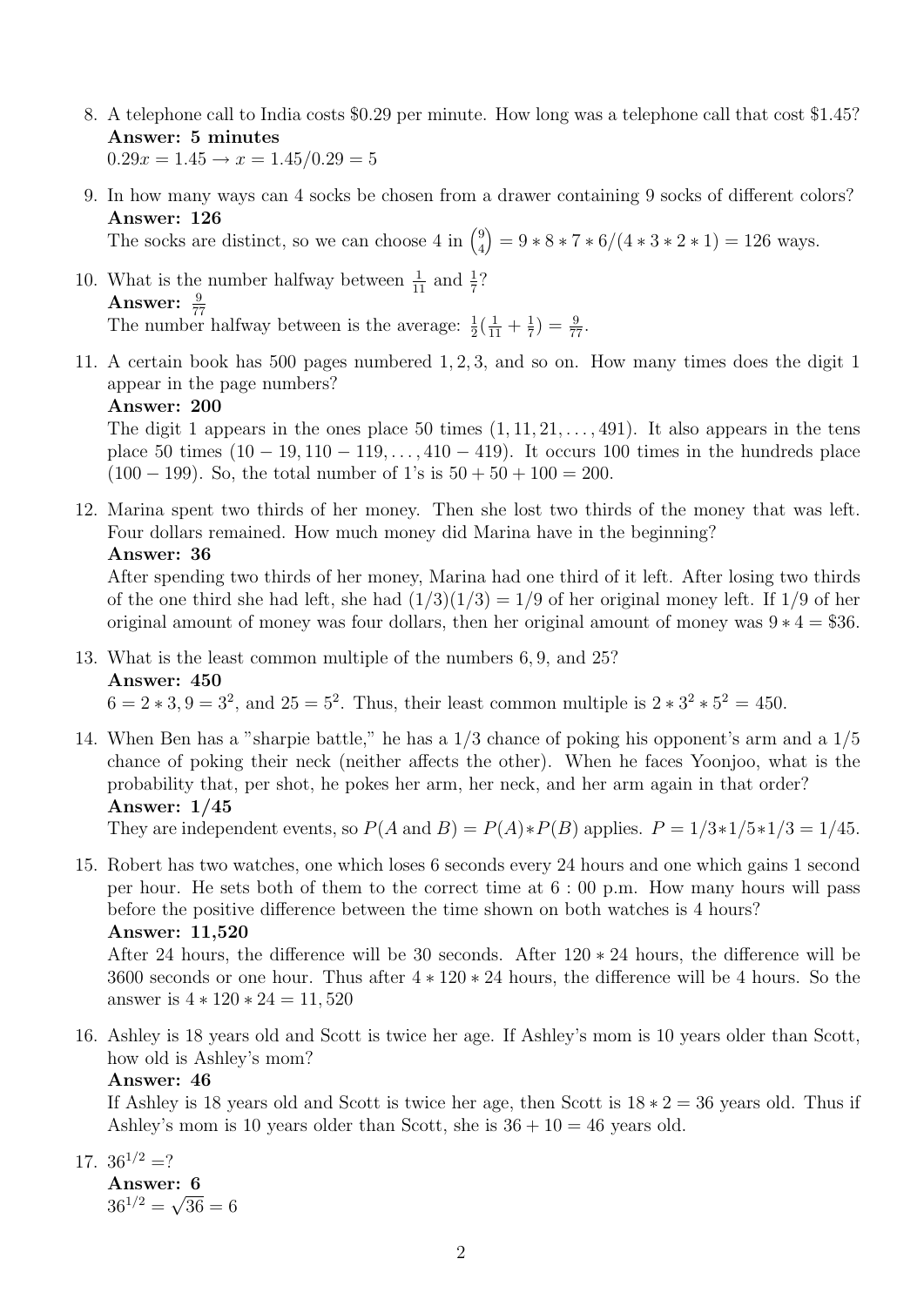8. A telephone call to India costs \$0.29 per minute. How long was a telephone call that cost \$1.45?
   **Answer: 5 minutes**
   $0.29x = 1.45 \rightarrow x = 1.45/0.29 = 5$

9. In how many ways can 4 socks be chosen from a drawer containing 9 socks of different colors?
   **Answer: 126**
   The socks are distinct, so we can choose 4 in $\binom{9}{4} = 9 * 8 * 7 * 6/(4 * 3 * 2 * 1) = 126$ ways.

10. What is the number halfway between $\frac{1}{11}$ and $\frac{1}{7}$?
    **Answer:** $\frac{9}{77}$
    The number halfway between is the average: $\frac{1}{2}(\frac{1}{11} + \frac{1}{7}) = \frac{9}{77}$.

11. A certain book has 500 pages numbered $1, 2, 3,$ and so on. How many times does the digit 1 appear in the page numbers?
    **Answer: 200**
    The digit 1 appears in the ones place 50 times $(1, 11, 21, \ldots, 491)$. It also appears in the tens place 50 times $(10 - 19, 110 - 119, \ldots, 410 - 419)$. It occurs 100 times in the hundreds place $(100 - 199)$. So, the total number of 1's is $50 + 50 + 100 = 200$.

12. Marina spent two thirds of her money. Then she lost two thirds of the money that was left. Four dollars remained. How much money did Marina have in the beginning?
    **Answer: 36**
    After spending two thirds of her money, Marina had one third of it left. After losing two thirds of the one third she had left, she had $(1/3)(1/3) = 1/9$ of her original money left. If 1/9 of her original amount of money was four dollars, then her original amount of money was $9 * 4 = \$36$.

13. What is the least common multiple of the numbers $6, 9,$ and 25?
    **Answer: 450**
    $6 = 2 * 3, 9 = 3^2$, and $25 = 5^2$. Thus, their least common multiple is $2 * 3^2 * 5^2 = 450$.

14. When Ben has a "sharpie battle," he has a 1/3 chance of poking his opponent's arm and a 1/5 chance of poking their neck (neither affects the other). When he faces Yoonjoo, what is the probability that, per shot, he pokes her arm, her neck, and her arm again in that order?
    **Answer: 1/45**
    They are independent events, so $P(A \text{ and } B) = P(A) * P(B)$ applies. $P = 1/3 * 1/5 * 1/3 = 1/45$.

15. Robert has two watches, one which loses 6 seconds every 24 hours and one which gains 1 second per hour. He sets both of them to the correct time at 6 : 00 p.m. How many hours will pass before the positive difference between the time shown on both watches is 4 hours?
    **Answer: 11,520**
    After 24 hours, the difference will be 30 seconds. After $120 * 24$ hours, the difference will be 3600 seconds or one hour. Thus after $4 * 120 * 24$ hours, the difference will be 4 hours. So the answer is $4 * 120 * 24 = 11,520$

16. Ashley is 18 years old and Scott is twice her age. If Ashley's mom is 10 years older than Scott, how old is Ashley's mom?
    **Answer: 46**
    If Ashley is 18 years old and Scott is twice her age, then Scott is $18 * 2 = 36$ years old. Thus if Ashley's mom is 10 years older than Scott, she is $36 + 10 = 46$ years old.

17. $36^{1/2} =?$
    **Answer: 6**
    $36^{1/2} = \sqrt{36} = 6$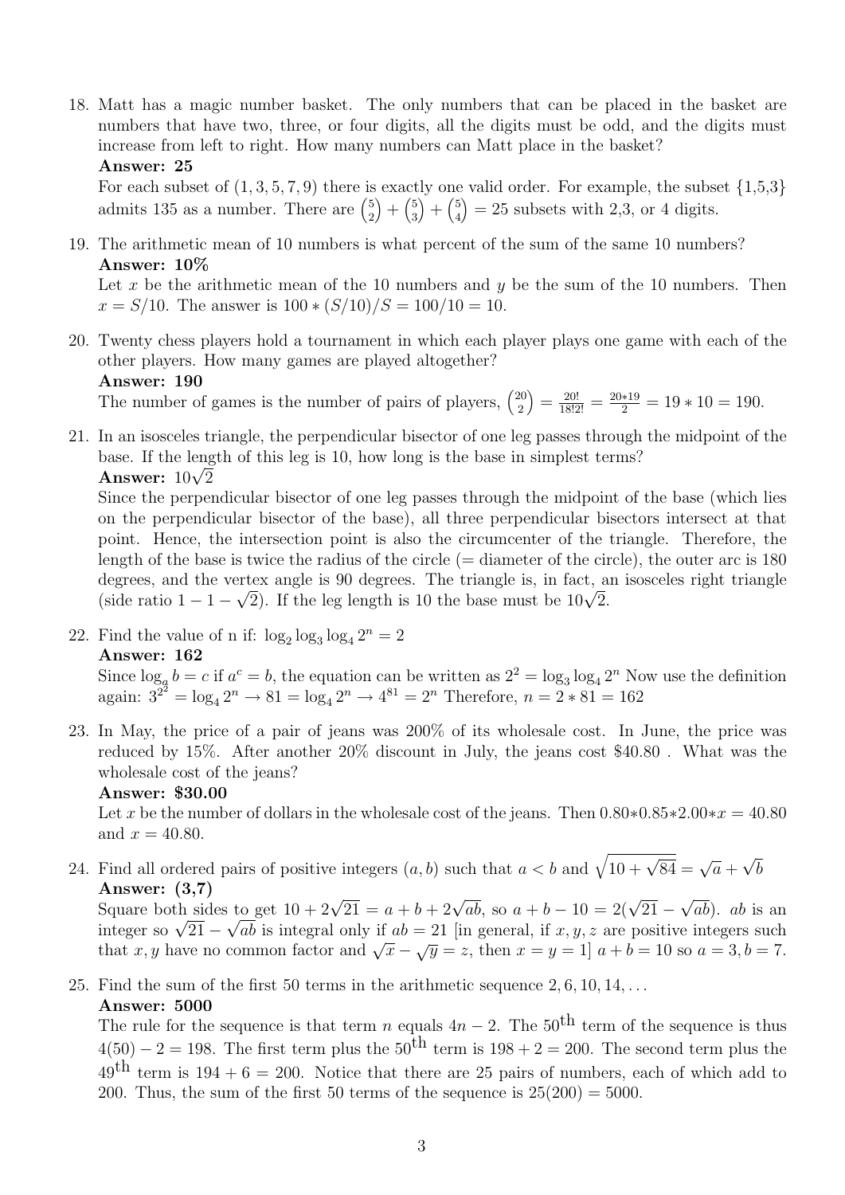18. Matt has a magic number basket. The only numbers that can be placed in the basket are numbers that have two, three, or four digits, all the digits must be odd, and the digits must increase from left to right. How many numbers can Matt place in the basket?
**Answer: 25**
For each subset of $(1, 3, 5, 7, 9)$ there is exactly one valid order. For example, the subset $\{1,5,3\}$ admits 135 as a number. There are $\binom{5}{2} + \binom{5}{3} + \binom{5}{4} = 25$ subsets with 2,3, or 4 digits.

19. The arithmetic mean of 10 numbers is what percent of the sum of the same 10 numbers?
**Answer: 10%**
Let $x$ be the arithmetic mean of the 10 numbers and $y$ be the sum of the 10 numbers. Then $x = S/10$. The answer is $100 * (S/10)/S = 100/10 = 10$.

20. Twenty chess players hold a tournament in which each player plays one game with each of the other players. How many games are played altogether?
**Answer: 190**
The number of games is the number of pairs of players, $\binom{20}{2} = \frac{20!}{18!2!} = \frac{20*19}{2} = 19 * 10 = 190$.

21. In an isosceles triangle, the perpendicular bisector of one leg passes through the midpoint of the base. If the length of this leg is 10, how long is the base in simplest terms?
**Answer:** $10\sqrt{2}$
Since the perpendicular bisector of one leg passes through the midpoint of the base (which lies on the perpendicular bisector of the base), all three perpendicular bisectors intersect at that point. Hence, the intersection point is also the circumcenter of the triangle. Therefore, the length of the base is twice the radius of the circle (= diameter of the circle), the outer arc is 180 degrees, and the vertex angle is 90 degrees. The triangle is, in fact, an isosceles right triangle (side ratio $1 - 1 - \sqrt{2}$). If the leg length is 10 the base must be $10\sqrt{2}$.

22. Find the value of n if: $\log_2 \log_3 \log_4 2^n = 2$
**Answer: 162**
Since $\log_a b = c$ if $a^c = b$, the equation can be written as $2^2 = \log_3 \log_4 2^n$ Now use the definition again: $3^{2^2} = \log_4 2^n \rightarrow 81 = \log_4 2^n \rightarrow 4^{81} = 2^n$ Therefore, $n = 2 * 81 = 162$

23. In May, the price of a pair of jeans was 200% of its wholesale cost. In June, the price was reduced by 15%. After another 20% discount in July, the jeans cost \$40.80 . What was the wholesale cost of the jeans?
**Answer: \$30.00**
Let $x$ be the number of dollars in the wholesale cost of the jeans. Then $0.80*0.85*2.00*x = 40.80$ and $x = 40.80$.

24. Find all ordered pairs of positive integers $(a, b)$ such that $a < b$ and $\sqrt{10 + \sqrt{84}} = \sqrt{a} + \sqrt{b}$
**Answer: (3,7)**
Square both sides to get $10 + 2\sqrt{21} = a + b + 2\sqrt{ab}$, so $a + b - 10 = 2(\sqrt{21} - \sqrt{ab})$. $ab$ is an integer so $\sqrt{21} - \sqrt{ab}$ is integral only if $ab = 21$ [in general, if $x, y, z$ are positive integers such that $x, y$ have no common factor and $\sqrt{x} - \sqrt{y} = z$, then $x = y = 1$] $a + b = 10$ so $a = 3, b = 7$.

25. Find the sum of the first 50 terms in the arithmetic sequence $2, 6, 10, 14, \ldots$
**Answer: 5000**
The rule for the sequence is that term $n$ equals $4n - 2$. The $50^{\text{th}}$ term of the sequence is thus $4(50) - 2 = 198$. The first term plus the $50^{\text{th}}$ term is $198 + 2 = 200$. The second term plus the $49^{\text{th}}$ term is $194 + 6 = 200$. Notice that there are 25 pairs of numbers, each of which add to 200. Thus, the sum of the first 50 terms of the sequence is $25(200) = 5000$.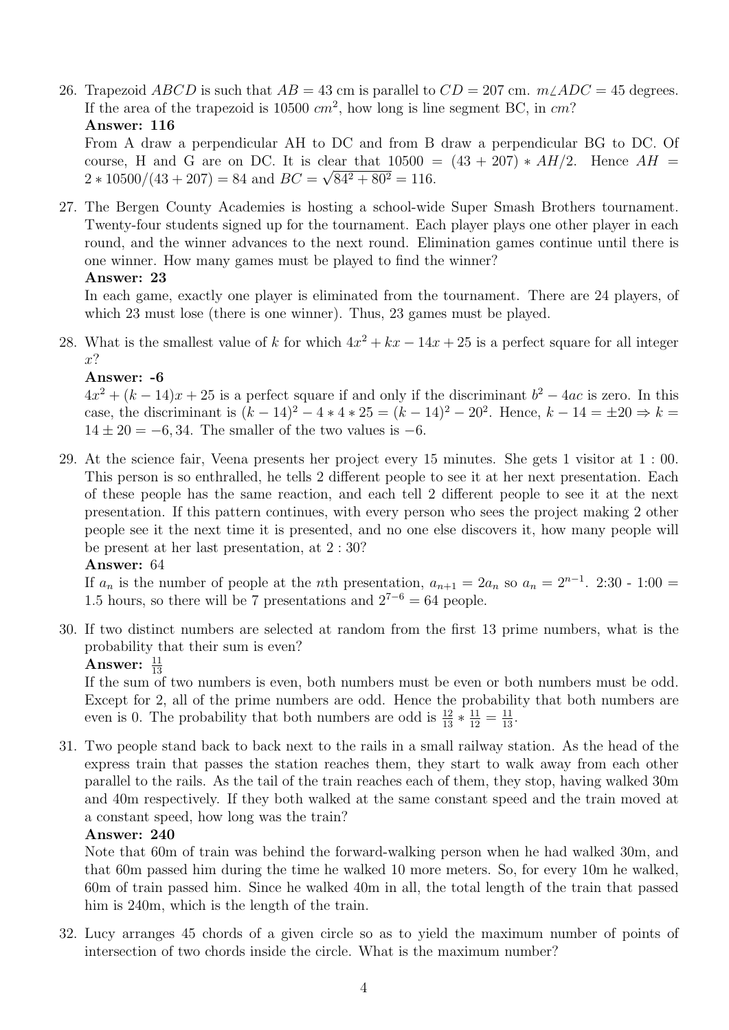26. Trapezoid $ABCD$ is such that $AB = 43$ cm is parallel to $CD = 207$ cm. $m\angle ADC = 45$ degrees. If the area of the trapezoid is 10500 $cm^2$, how long is line segment BC, in $cm$?

    **Answer: 116**

    From A draw a perpendicular AH to DC and from B draw a perpendicular BG to DC. Of course, H and G are on DC. It is clear that $10500 = (43 + 207) * AH/2$. Hence $AH = 2 * 10500/(43 + 207) = 84$ and $BC = \sqrt{84^2 + 80^2} = 116$.

27. The Bergen County Academies is hosting a school-wide Super Smash Brothers tournament. Twenty-four students signed up for the tournament. Each player plays one other player in each round, and the winner advances to the next round. Elimination games continue until there is one winner. How many games must be played to find the winner?

    **Answer: 23**

    In each game, exactly one player is eliminated from the tournament. There are 24 players, of which 23 must lose (there is one winner). Thus, 23 games must be played.

28. What is the smallest value of $k$ for which $4x^2 + kx - 14x + 25$ is a perfect square for all integer $x$?

    **Answer: -6**

    $4x^2 + (k - 14)x + 25$ is a perfect square if and only if the discriminant $b^2 - 4ac$ is zero. In this case, the discriminant is $(k - 14)^2 - 4 * 4 * 25 = (k - 14)^2 - 20^2$. Hence, $k - 14 = \pm 20 \Rightarrow k = 14 \pm 20 = -6, 34$. The smaller of the two values is $-6$.

29. At the science fair, Veena presents her project every 15 minutes. She gets 1 visitor at $1:00$. This person is so enthralled, he tells 2 different people to see it at her next presentation. Each of these people has the same reaction, and each tell 2 different people to see it at the next presentation. If this pattern continues, with every person who sees the project making 2 other people see it the next time it is presented, and no one else discovers it, how many people will be present at her last presentation, at $2:30$?

    **Answer:** 64

    If $a_n$ is the number of people at the $n$th presentation, $a_{n+1} = 2a_n$ so $a_n = 2^{n-1}$. 2:30 - 1:00 = 1.5 hours, so there will be 7 presentations and $2^{7-6} = 64$ people.

30. If two distinct numbers are selected at random from the first 13 prime numbers, what is the probability that their sum is even?

    **Answer:** $\frac{11}{13}$

    If the sum of two numbers is even, both numbers must be even or both numbers must be odd. Except for 2, all of the prime numbers are odd. Hence the probability that both numbers are even is 0. The probability that both numbers are odd is $\frac{12}{13} * \frac{11}{12} = \frac{11}{13}$.

31. Two people stand back to back next to the rails in a small railway station. As the head of the express train that passes the station reaches them, they start to walk away from each other parallel to the rails. As the tail of the train reaches each of them, they stop, having walked 30m and 40m respectively. If they both walked at the same constant speed and the train moved at a constant speed, how long was the train?

    **Answer: 240**

    Note that 60m of train was behind the forward-walking person when he had walked 30m, and that 60m passed him during the time he walked 10 more meters. So, for every 10m he walked, 60m of train passed him. Since he walked 40m in all, the total length of the train that passed him is 240m, which is the length of the train.

32. Lucy arranges 45 chords of a given circle so as to yield the maximum number of points of intersection of two chords inside the circle. What is the maximum number?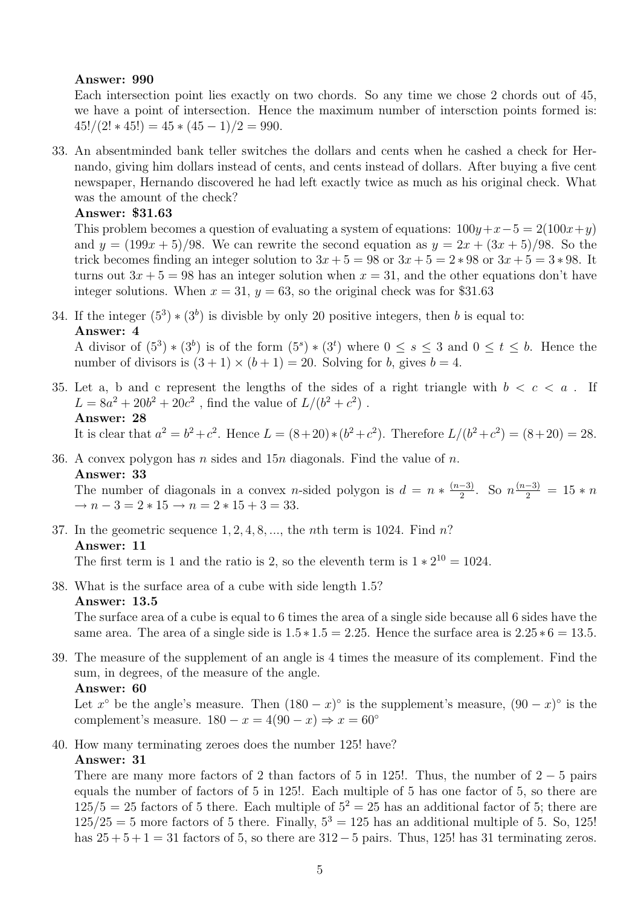**Answer: 990**

Each intersection point lies exactly on two chords. So any time we chose 2 chords out of 45, we have a point of intersection. Hence the maximum number of intersction points formed is: $45!/(2! * 45!) = 45 * (45 - 1)/2 = 990$.

33. An absentminded bank teller switches the dollars and cents when he cashed a check for Hernando, giving him dollars instead of cents, and cents instead of dollars. After buying a five cent newspaper, Hernando discovered he had left exactly twice as much as his original check. What was the amount of the check?

    **Answer: \$31.63**

    This problem becomes a question of evaluating a system of equations: $100y+x-5 = 2(100x+y)$ and $y = (199x+5)/98$. We can rewrite the second equation as $y = 2x + (3x+5)/98$. So the trick becomes finding an integer solution to $3x+5 = 98$ or $3x+5 = 2*98$ or $3x+5 = 3*98$. It turns out $3x+5 = 98$ has an integer solution when $x = 31$, and the other equations don't have integer solutions. When $x = 31$, $y = 63$, so the original check was for \$31.63

34. If the integer $(5^3) * (3^b)$ is divisble by only 20 positive integers, then $b$ is equal to:

    **Answer: 4**

    A divisor of $(5^3) * (3^b)$ is of the form $(5^s) * (3^t)$ where $0 \le s \le 3$ and $0 \le t \le b$. Hence the number of divisors is $(3+1) \times (b+1) = 20$. Solving for $b$, gives $b = 4$.

35. Let a, b and c represent the lengths of the sides of a right triangle with $b < c < a$ . If $L = 8a^2 + 20b^2 + 20c^2$ , find the value of $L/(b^2 + c^2)$ .

    **Answer: 28**

    It is clear that $a^2 = b^2+c^2$. Hence $L = (8+20)*(b^2+c^2)$. Therefore $L/(b^2+c^2) = (8+20) = 28$.

36. A convex polygon has $n$ sides and $15n$ diagonals. Find the value of $n$.

    **Answer: 33**

    The number of diagonals in a convex $n$-sided polygon is $d = n * \frac{(n-3)}{2}$. So $n\frac{(n-3)}{2} = 15 * n$ $\rightarrow n - 3 = 2 * 15 \rightarrow n = 2 * 15 + 3 = 33$.

37. In the geometric sequence $1, 2, 4, 8, ...$, the $n$th term is 1024. Find $n$?

    **Answer: 11**

    The first term is 1 and the ratio is 2, so the eleventh term is $1 * 2^{10} = 1024$.

38. What is the surface area of a cube with side length 1.5?

    **Answer: 13.5**

    The surface area of a cube is equal to 6 times the area of a single side because all 6 sides have the same area. The area of a single side is $1.5 * 1.5 = 2.25$. Hence the surface area is $2.25 * 6 = 13.5$.

39. The measure of the supplement of an angle is 4 times the measure of its complement. Find the sum, in degrees, of the measure of the angle.

    **Answer: 60**

    Let $x^\circ$ be the angle's measure. Then $(180 - x)^\circ$ is the supplement's measure, $(90 - x)^\circ$ is the complement's measure. $180 - x = 4(90 - x) \Rightarrow x = 60^\circ$

40. How many terminating zeroes does the number 125! have?

    **Answer: 31**

    There are many more factors of 2 than factors of 5 in 125!. Thus, the number of $2-5$ pairs equals the number of factors of 5 in 125!. Each multiple of 5 has one factor of 5, so there are $125/5 = 25$ factors of 5 there. Each multiple of $5^2 = 25$ has an additional factor of 5; there are $125/25 = 5$ more factors of 5 there. Finally, $5^3 = 125$ has an additional multiple of 5. So, 125! has $25 + 5 + 1 = 31$ factors of 5, so there are $312 - 5$ pairs. Thus, 125! has 31 terminating zeros.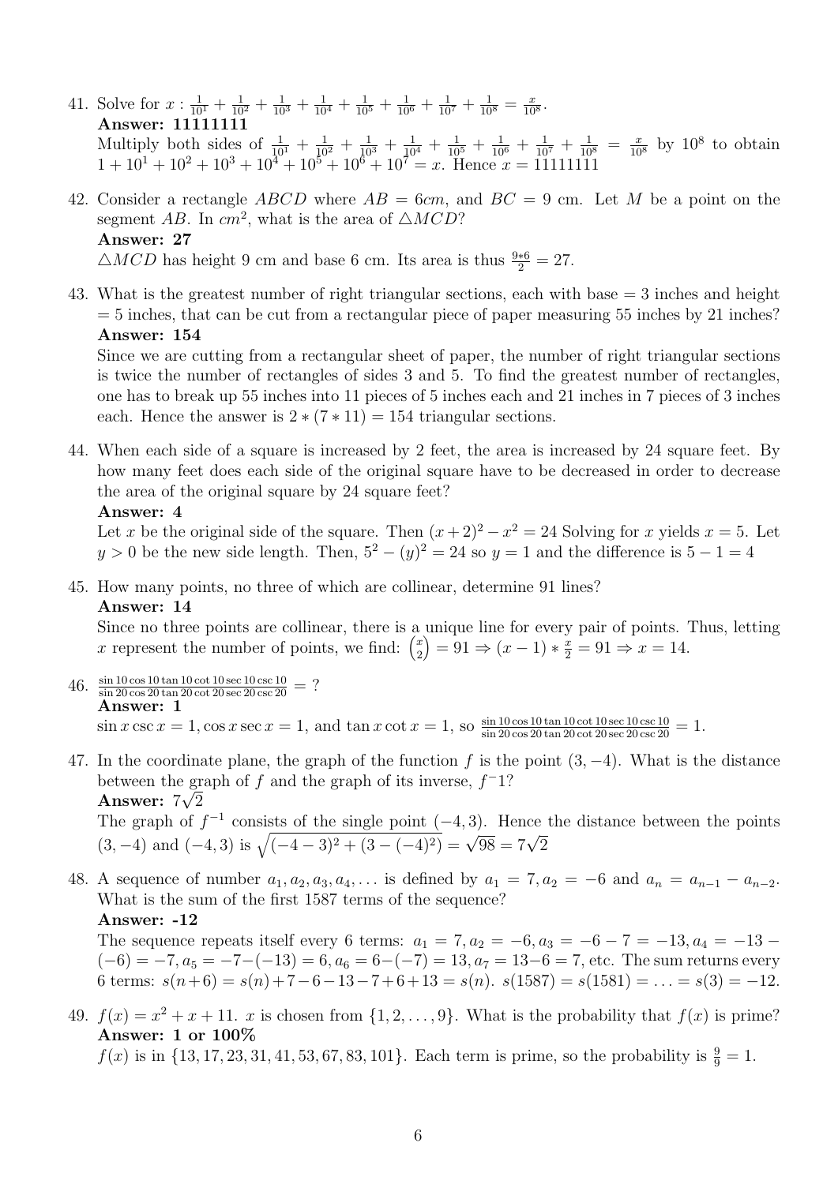41. Solve for $x : \frac{1}{10^1} + \frac{1}{10^2} + \frac{1}{10^3} + \frac{1}{10^4} + \frac{1}{10^5} + \frac{1}{10^6} + \frac{1}{10^7} + \frac{1}{10^8} = \frac{x}{10^8}$.
**Answer: 11111111**
Multiply both sides of $\frac{1}{10^1} + \frac{1}{10^2} + \frac{1}{10^3} + \frac{1}{10^4} + \frac{1}{10^5} + \frac{1}{10^6} + \frac{1}{10^7} + \frac{1}{10^8} = \frac{x}{10^8}$ by $10^8$ to obtain $1 + 10^1 + 10^2 + 10^3 + 10^4 + 10^5 + 10^6 + 10^7 = x$. Hence $x = 11111111$

42. Consider a rectangle $ABCD$ where $AB = 6cm$, and $BC = 9$ cm. Let $M$ be a point on the segment $AB$. In $cm^2$, what is the area of $\triangle MCD$?
**Answer: 27**
$\triangle MCD$ has height 9 cm and base 6 cm. Its area is thus $\frac{9*6}{2} = 27$.

43. What is the greatest number of right triangular sections, each with base = 3 inches and height = 5 inches, that can be cut from a rectangular piece of paper measuring 55 inches by 21 inches?
**Answer: 154**
Since we are cutting from a rectangular sheet of paper, the number of right triangular sections is twice the number of rectangles of sides 3 and 5. To find the greatest number of rectangles, one has to break up 55 inches into 11 pieces of 5 inches each and 21 inches in 7 pieces of 3 inches each. Hence the answer is $2 * (7 * 11) = 154$ triangular sections.

44. When each side of a square is increased by 2 feet, the area is increased by 24 square feet. By how many feet does each side of the original square have to be decreased in order to decrease the area of the original square by 24 square feet?
**Answer: 4**
Let $x$ be the original side of the square. Then $(x+2)^2 - x^2 = 24$ Solving for $x$ yields $x = 5$. Let $y > 0$ be the new side length. Then, $5^2 - (y)^2 = 24$ so $y = 1$ and the difference is $5 - 1 = 4$

45. How many points, no three of which are collinear, determine 91 lines?
**Answer: 14**
Since no three points are collinear, there is a unique line for every pair of points. Thus, letting $x$ represent the number of points, we find: $\binom{x}{2} = 91 \Rightarrow (x-1) * \frac{x}{2} = 91 \Rightarrow x = 14$.

46. $\frac{\sin 10 \cos 10 \tan 10 \cot 10 \sec 10 \csc 10}{\sin 20 \cos 20 \tan 20 \cot 20 \sec 20 \csc 20} = ?$
**Answer: 1**
$\sin x \csc x = 1, \cos x \sec x = 1$, and $\tan x \cot x = 1$, so $\frac{\sin 10 \cos 10 \tan 10 \cot 10 \sec 10 \csc 10}{\sin 20 \cos 20 \tan 20 \cot 20 \sec 20 \csc 20} = 1$.

47. In the coordinate plane, the graph of the function $f$ is the point $(3, -4)$. What is the distance between the graph of $f$ and the graph of its inverse, $f^{-1}$?
**Answer: $7\sqrt{2}$**
The graph of $f^{-1}$ consists of the single point $(-4, 3)$. Hence the distance between the points $(3, -4)$ and $(-4, 3)$ is $\sqrt{(-4-3)^2 + (3-(-4)^2)} = \sqrt{98} = 7\sqrt{2}$

48. A sequence of number $a_1, a_2, a_3, a_4, \ldots$ is defined by $a_1 = 7, a_2 = -6$ and $a_n = a_{n-1} - a_{n-2}$. What is the sum of the first 1587 terms of the sequence?
**Answer: -12**
The sequence repeats itself every 6 terms: $a_1 = 7, a_2 = -6, a_3 = -6 - 7 = -13, a_4 = -13 - (-6) = -7, a_5 = -7-(-13) = 6, a_6 = 6-(-7) = 13, a_7 = 13-6 = 7$, etc. The sum returns every 6 terms: $s(n+6) = s(n)+7-6-13-7+6+13 = s(n)$. $s(1587) = s(1581) = \ldots = s(3) = -12$.

49. $f(x) = x^2 + x + 11$. $x$ is chosen from $\{1, 2, \ldots, 9\}$. What is the probability that $f(x)$ is prime?
**Answer: 1 or 100%**
$f(x)$ is in $\{13, 17, 23, 31, 41, 53, 67, 83, 101\}$. Each term is prime, so the probability is $\frac{9}{9} = 1$.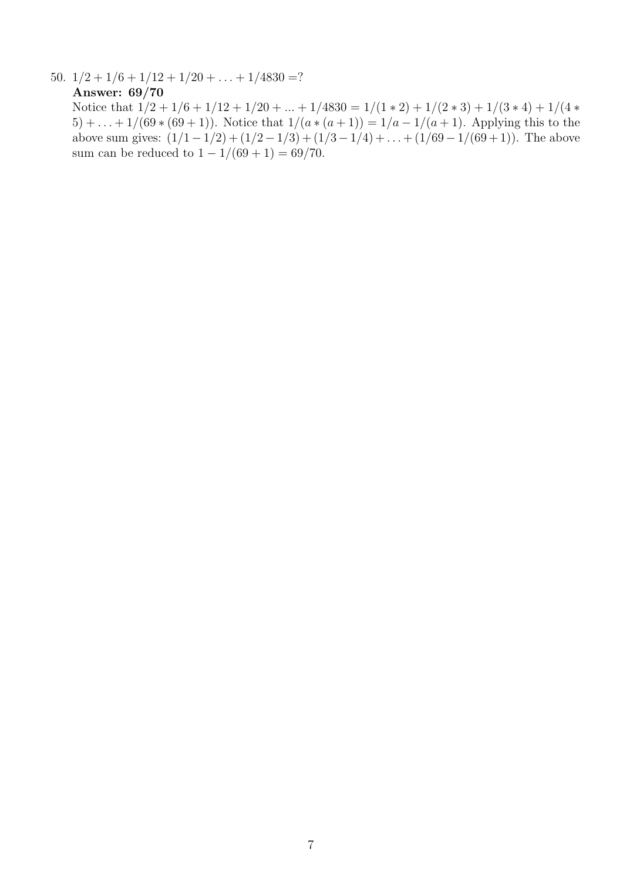50. $1/2 + 1/6 + 1/12 + 1/20 + \ldots + 1/4830 =?$

    **Answer: 69/70**

    Notice that $1/2 + 1/6 + 1/12 + 1/20 + ... + 1/4830 = 1/(1 * 2) + 1/(2 * 3) + 1/(3 * 4) + 1/(4 * 5) + \ldots + 1/(69 * (69 + 1))$. Notice that $1/(a * (a + 1)) = 1/a - 1/(a + 1)$. Applying this to the above sum gives: $(1/1 - 1/2) + (1/2 - 1/3) + (1/3 - 1/4) + \ldots + (1/69 - 1/(69 + 1))$. The above sum can be reduced to $1 - 1/(69 + 1) = 69/70$.